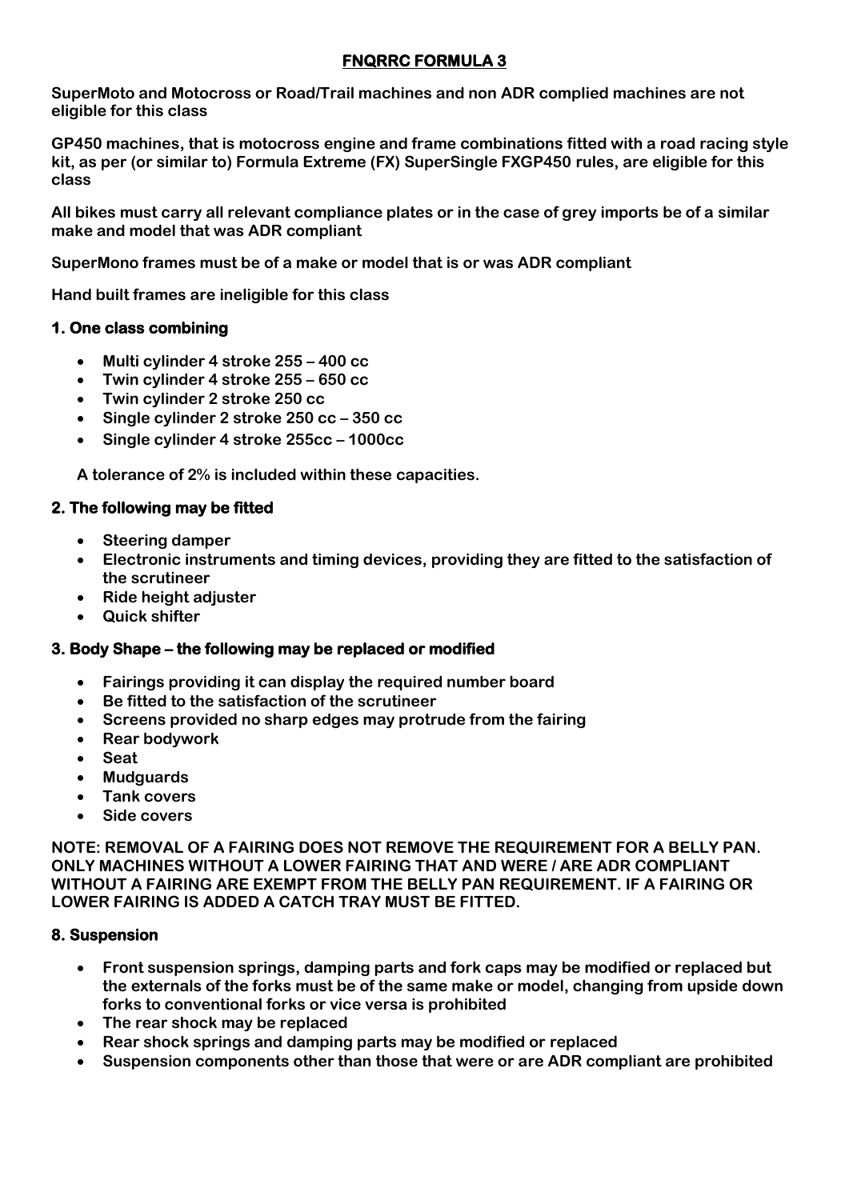# FNQRRC FORMULA 3

**SuperMoto and Motocross or Road/Trail machines and non ADR complied machines are not eligible for this class**

**GP450 machines, that is motocross engine and frame combinations fitted with a road racing style kit, as per (or similar to) Formula Extreme (FX) SuperSingle FXGP450 rules, are eligible for this class**

**All bikes must carry all relevant compliance plates or in the case of grey imports be of a similar make and model that was ADR compliant**

**SuperMono frames must be of a make or model that is or was ADR compliant**

**Hand built frames are ineligible for this class**

## 1. One class combining

- **Multi cylinder 4 stroke 255 – 400 cc**
- **Twin cylinder 4 stroke 255 – 650 cc**
- **Twin cylinder 2 stroke 250 cc**
- **Single cylinder 2 stroke 250 cc – 350 cc**
- **Single cylinder 4 stroke 255cc – 1000cc**

**A tolerance of 2% is included within these capacities.**

## 2. The following may be fitted

- **Steering damper**
- **Electronic instruments and timing devices, providing they are fitted to the satisfaction of the scrutineer**
- **Ride height adjuster**
- **Quick shifter**

## 3. Body Shape – the following may be replaced or modified

- **Fairings providing it can display the required number board**
- **Be fitted to the satisfaction of the scrutineer**
- **Screens provided no sharp edges may protrude from the fairing**
- **Rear bodywork**
- **Seat**
- **Mudguards**
- **Tank covers**
- **Side covers**

**NOTE: REMOVAL OF A FAIRING DOES NOT REMOVE THE REQUIREMENT FOR A BELLY PAN. ONLY MACHINES WITHOUT A LOWER FAIRING THAT AND WERE / ARE ADR COMPLIANT WITHOUT A FAIRING ARE EXEMPT FROM THE BELLY PAN REQUIREMENT. IF A FAIRING OR LOWER FAIRING IS ADDED A CATCH TRAY MUST BE FITTED.**

## 8. Suspension

- **Front suspension springs, damping parts and fork caps may be modified or replaced but the externals of the forks must be of the same make or model, changing from upside down forks to conventional forks or vice versa is prohibited**
- **The rear shock may be replaced**
- **Rear shock springs and damping parts may be modified or replaced**
- **Suspension components other than those that were or are ADR compliant are prohibited**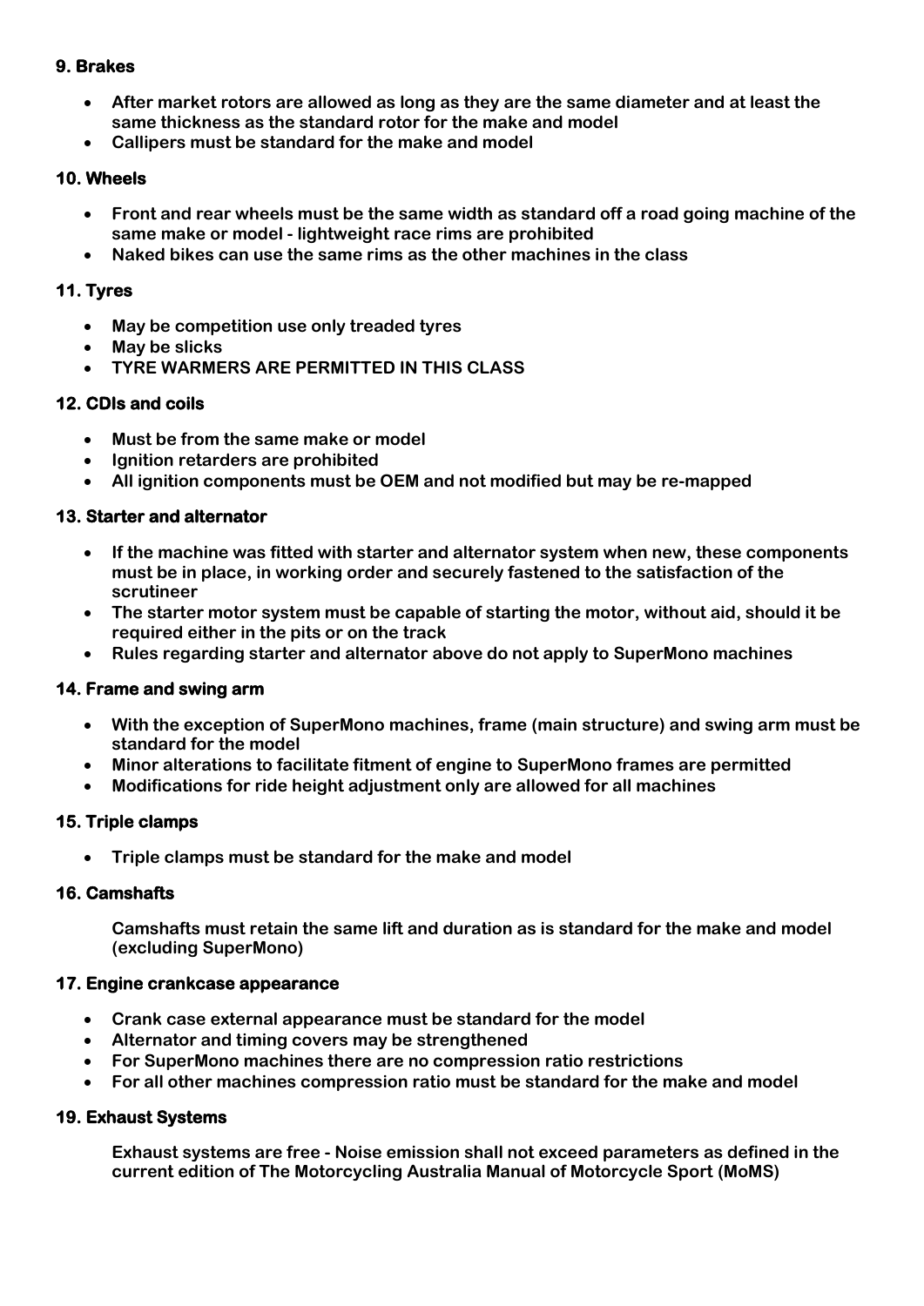### 9. Brakes

- **After market rotors are allowed as long as they are the same diameter and at least the same thickness as the standard rotor for the make and model**
- **Callipers must be standard for the make and model**

### 10. Wheels

- **Front and rear wheels must be the same width as standard off a road going machine of the same make or model - lightweight race rims are prohibited**
- **Naked bikes can use the same rims as the other machines in the class**

### 11. Tyres

- **May be competition use only treaded tyres**
- **May be slicks**
- **TYRE WARMERS ARE PERMITTED IN THIS CLASS**

### 12. CDIs and coils

- **Must be from the same make or model**
- **Ignition retarders are prohibited**
- **All ignition components must be OEM and not modified but may be re-mapped**

### 13. Starter and alternator

- **If the machine was fitted with starter and alternator system when new, these components must be in place, in working order and securely fastened to the satisfaction of the scrutineer**
- **The starter motor system must be capable of starting the motor, without aid, should it be required either in the pits or on the track**
- **Rules regarding starter and alternator above do not apply to SuperMono machines**

### 14. Frame and swing arm

- **With the exception of SuperMono machines, frame (main structure) and swing arm must be standard for the model**
- **Minor alterations to facilitate fitment of engine to SuperMono frames are permitted**
- **Modifications for ride height adjustment only are allowed for all machines**

### 15. Triple clamps

- **Triple clamps must be standard for the make and model**

### 16. Camshafts

**Camshafts must retain the same lift and duration as is standard for the make and model (excluding SuperMono)**

### 17. Engine crankcase appearance

- **Crank case external appearance must be standard for the model**
- **Alternator and timing covers may be strengthened**
- **For SuperMono machines there are no compression ratio restrictions**
- **For all other machines compression ratio must be standard for the make and model**

### 19. Exhaust Systems

**Exhaust systems are free - Noise emission shall not exceed parameters as defined in the current edition of The Motorcycling Australia Manual of Motorcycle Sport (MoMS)**